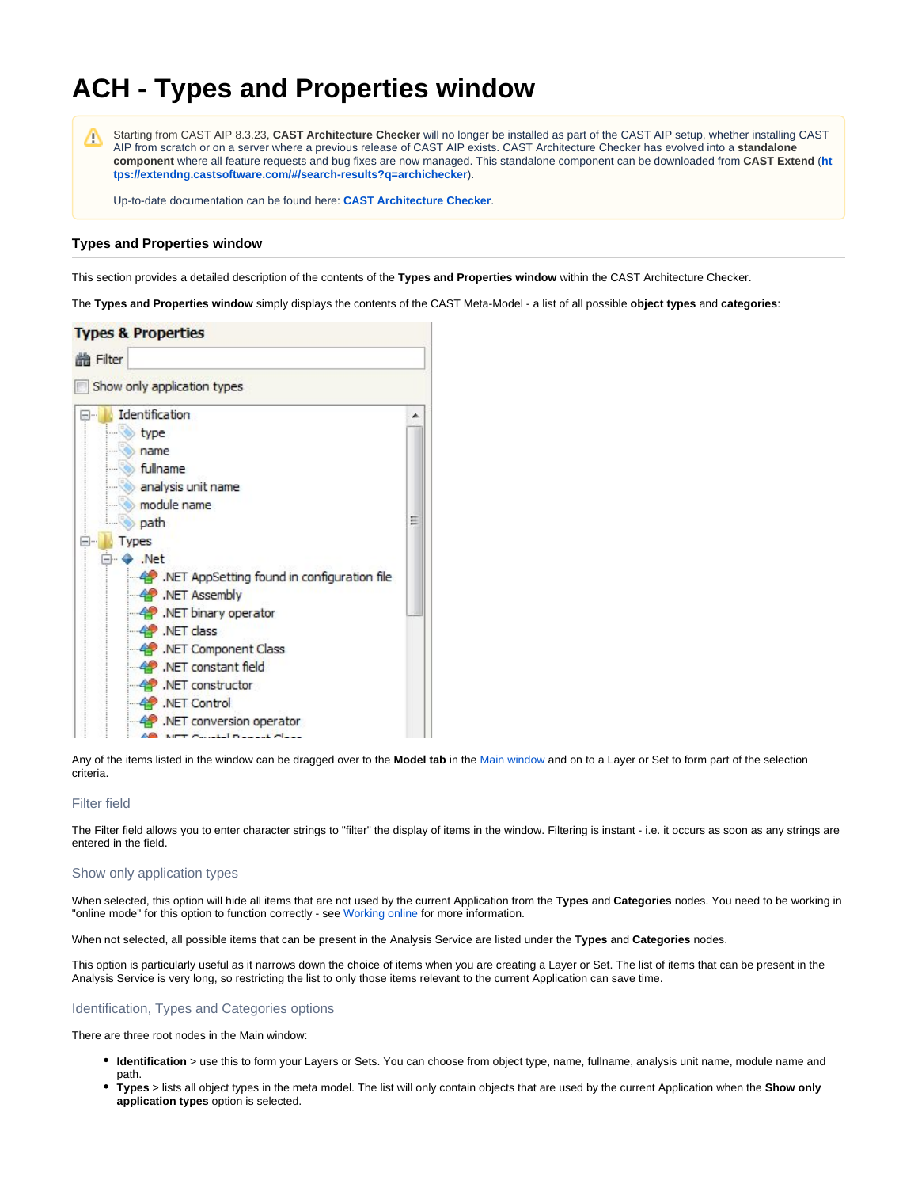# ACH - Types and Properties window

Starting from CAST AIP 8.3.23, **CAST Architecture Checker** will no longer be installed as part of the CAST AIP setup, whether installing CAST AIP from scratch or on a server where a previous release of CAST AIP exists. CAST Architecture Checker has evolved into a **standalone component** where all feature requests and bug fixes are now managed. This standalone component can be downloaded from **CAST Extend** (**https://extendng.castsoftware.com/#/search-results?q=archichecker**).

Up-to-date documentation can be found here: **CAST Architecture Checker**.

### Types and Properties window

This section provides a detailed description of the contents of the **Types and Properties window** within the CAST Architecture Checker.

The **Types and Properties window** simply displays the contents of the CAST Meta-Model - a list of all possible **object types** and **categories**:

Any of the items listed in the window can be dragged over to the **Model tab** in the Main window and on to a Layer or Set to form part of the selection criteria.

#### Filter field

The Filter field allows you to enter character strings to "filter" the display of items in the window. Filtering is instant - i.e. it occurs as soon as any strings are entered in the field.

#### Show only application types

When selected, this option will hide all items that are not used by the current Application from the **Types** and **Categories** nodes. You need to be working in "online mode" for this option to function correctly - see Working online for more information.

When not selected, all possible items that can be present in the Analysis Service are listed under the **Types** and **Categories** nodes.

This option is particularly useful as it narrows down the choice of items when you are creating a Layer or Set. The list of items that can be present in the Analysis Service is very long, so restricting the list to only those items relevant to the current Application can save time.

#### Identification, Types and Categories options

There are three root nodes in the Main window:

- **Identification** > use this to form your Layers or Sets. You can choose from object type, name, fullname, analysis unit name, module name and path.
- **Types** > lists all object types in the meta model. The list will only contain objects that are used by the current Application when the **Show only application types** option is selected.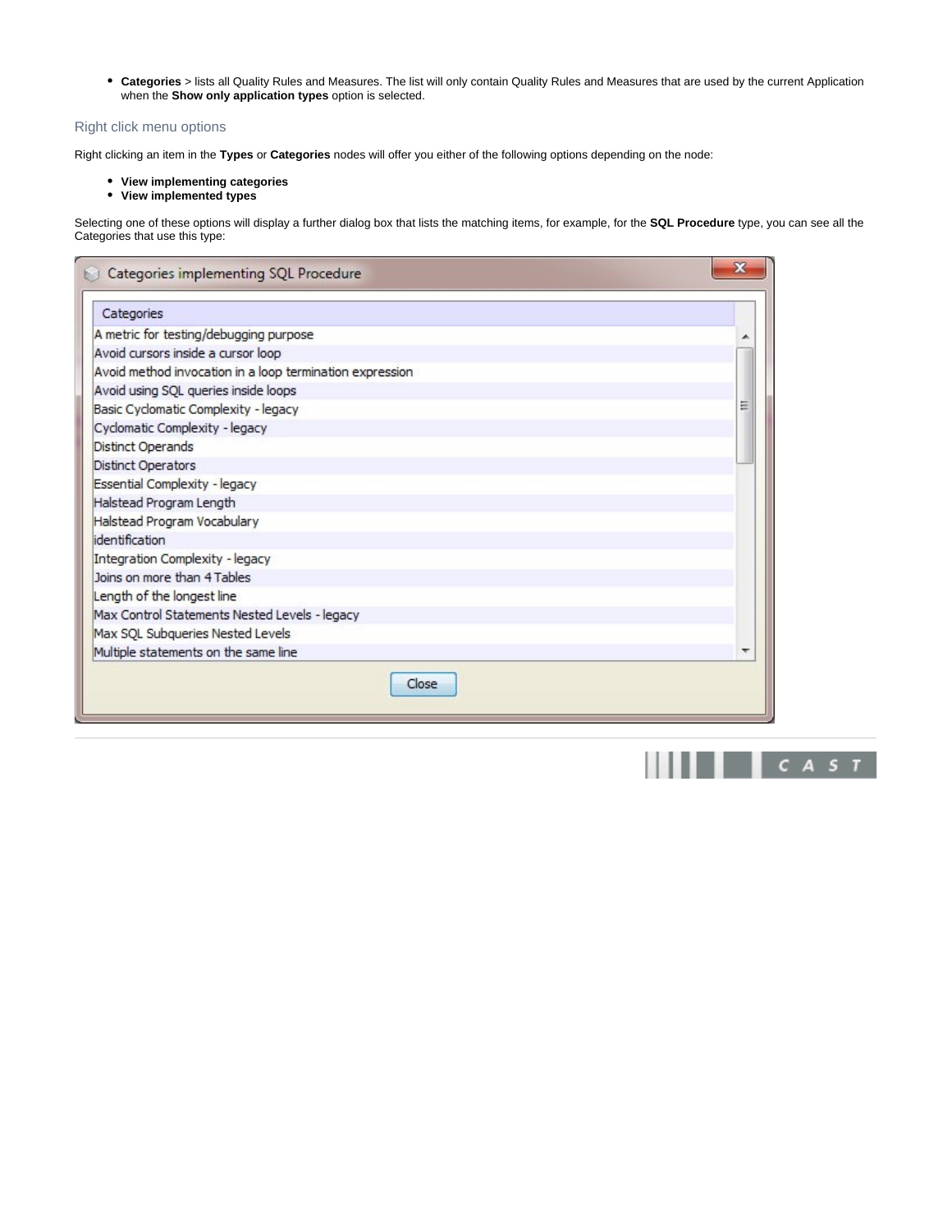- **Categories** > lists all Quality Rules and Measures. The list will only contain Quality Rules and Measures that are used by the current Application when the **Show only application types** option is selected.

### Right click menu options

Right clicking an item in the **Types** or **Categories** nodes will offer you either of the following options depending on the node:

- **View implementing categories**
- **View implemented types**

Selecting one of these options will display a further dialog box that lists the matching items, for example, for the **SQL Procedure** type, you can see all the Categories that use this type:

Categories implementing SQL Procedure

| Categories |
| --- |
| A metric for testing/debugging purpose |
| Avoid cursors inside a cursor loop |
| Avoid method invocation in a loop termination expression |
| Avoid using SQL queries inside loops |
| Basic Cyclomatic Complexity - legacy |
| Cyclomatic Complexity - legacy |
| Distinct Operands |
| Distinct Operators |
| Essential Complexity - legacy |
| Halstead Program Length |
| Halstead Program Vocabulary |
| identification |
| Integration Complexity - legacy |
| Joins on more than 4 Tables |
| Length of the longest line |
| Max Control Statements Nested Levels - legacy |
| Max SQL Subqueries Nested Levels |
| Multiple statements on the same line |

Close